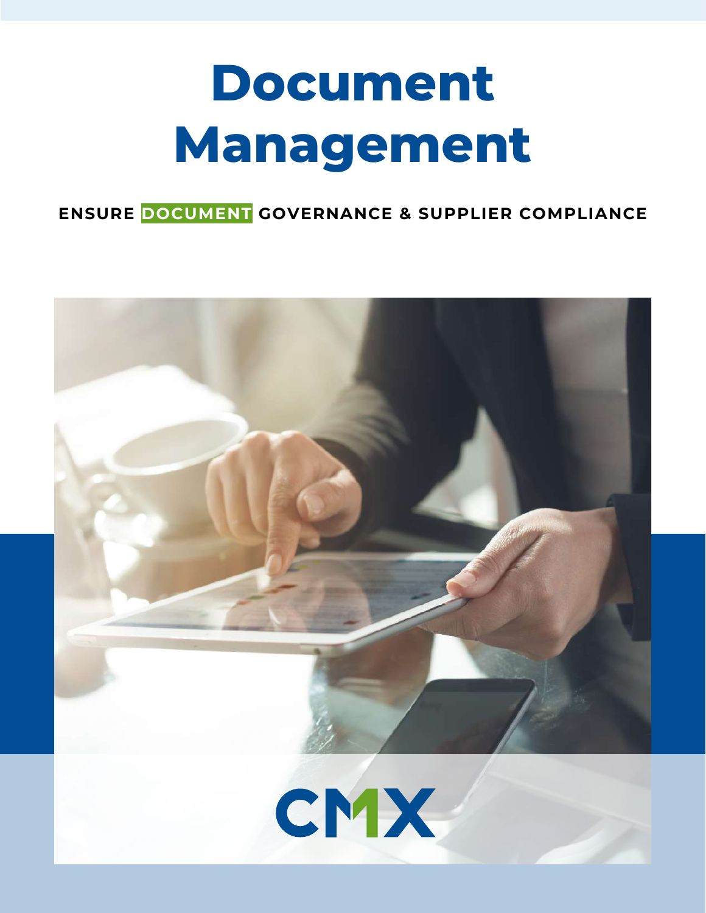# Document Management

**ENSURE DOCUMENT GOVERNANCE & SUPPLIER COMPLIANCE**

CMX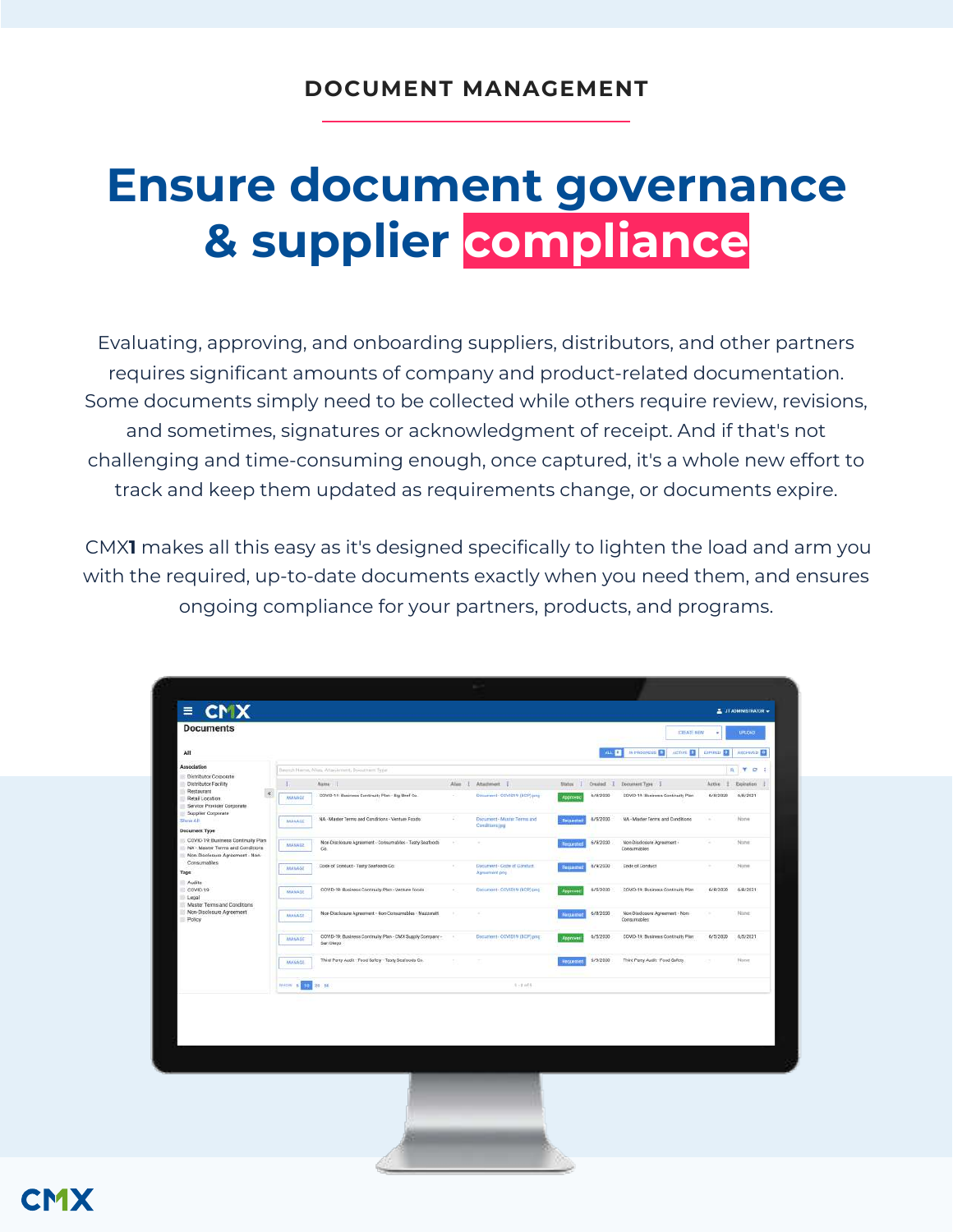DOCUMENT MANAGEMENT

# Ensure document governance & supplier compliance

Evaluating, approving, and onboarding suppliers, distributors, and other partners requires significant amounts of company and product-related documentation. Some documents simply need to be collected while others require review, revisions, and sometimes, signatures or acknowledgment of receipt. And if that's not challenging and time-consuming enough, once captured, it's a whole new effort to track and keep them updated as requirements change, or documents expire.

CMX**1** makes all this easy as it's designed specifically to lighten the load and arm you with the required, up-to-date documents exactly when you need them, and ensures ongoing compliance for your partners, products, and programs.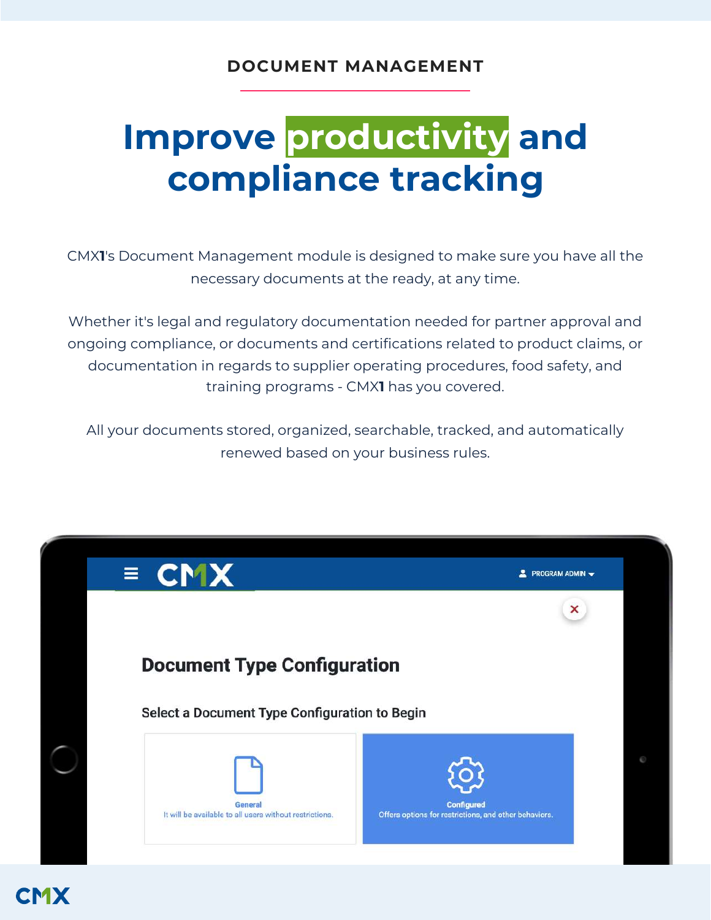DOCUMENT MANAGEMENT

# Improve productivity and compliance tracking

CMX**1**'s Document Management module is designed to make sure you have all the necessary documents at the ready, at any time.

Whether it's legal and regulatory documentation needed for partner approval and ongoing compliance, or documents and certifications related to product claims, or documentation in regards to supplier operating procedures, food safety, and training programs - CMX**1** has you covered.

All your documents stored, organized, searchable, tracked, and automatically renewed based on your business rules.

CMX PROGRAM ADMIN

Document Type Configuration

Select a Document Type Configuration to Begin

General
It will be available to all users without restrictions.

Configured
Offers options for restrictions, and other behaviors.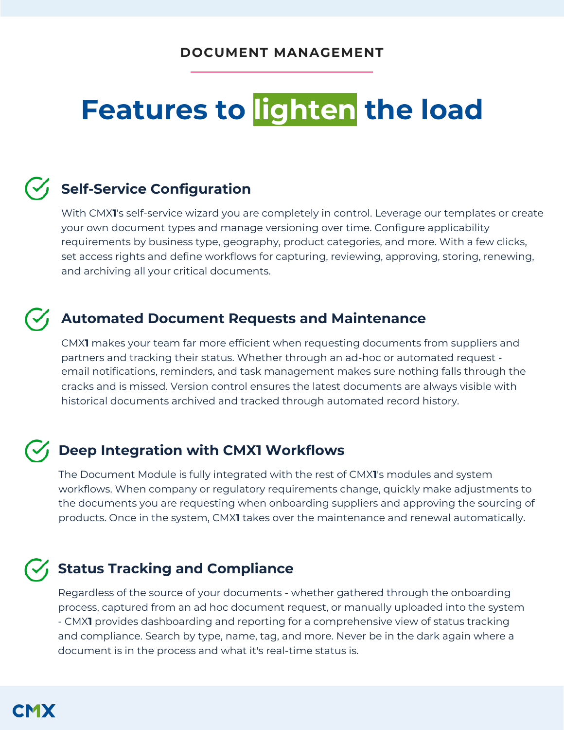DOCUMENT MANAGEMENT

# Features to lighten the load

## Self-Service Configuration

With CMX**1**'s self-service wizard you are completely in control. Leverage our templates or create your own document types and manage versioning over time. Configure applicability requirements by business type, geography, product categories, and more. With a few clicks, set access rights and define workflows for capturing, reviewing, approving, storing, renewing, and archiving all your critical documents.

## Automated Document Requests and Maintenance

CMX**1** makes your team far more efficient when requesting documents from suppliers and partners and tracking their status. Whether through an ad-hoc or automated request - email notifications, reminders, and task management makes sure nothing falls through the cracks and is missed. Version control ensures the latest documents are always visible with historical documents archived and tracked through automated record history.

## Deep Integration with CMX1 Workflows

The Document Module is fully integrated with the rest of CMX**1**'s modules and system workflows. When company or regulatory requirements change, quickly make adjustments to the documents you are requesting when onboarding suppliers and approving the sourcing of products. Once in the system, CMX**1** takes over the maintenance and renewal automatically.

## Status Tracking and Compliance

Regardless of the source of your documents - whether gathered through the onboarding process, captured from an ad hoc document request, or manually uploaded into the system - CMX**1** provides dashboarding and reporting for a comprehensive view of status tracking and compliance. Search by type, name, tag, and more. Never be in the dark again where a document is in the process and what it's real-time status is.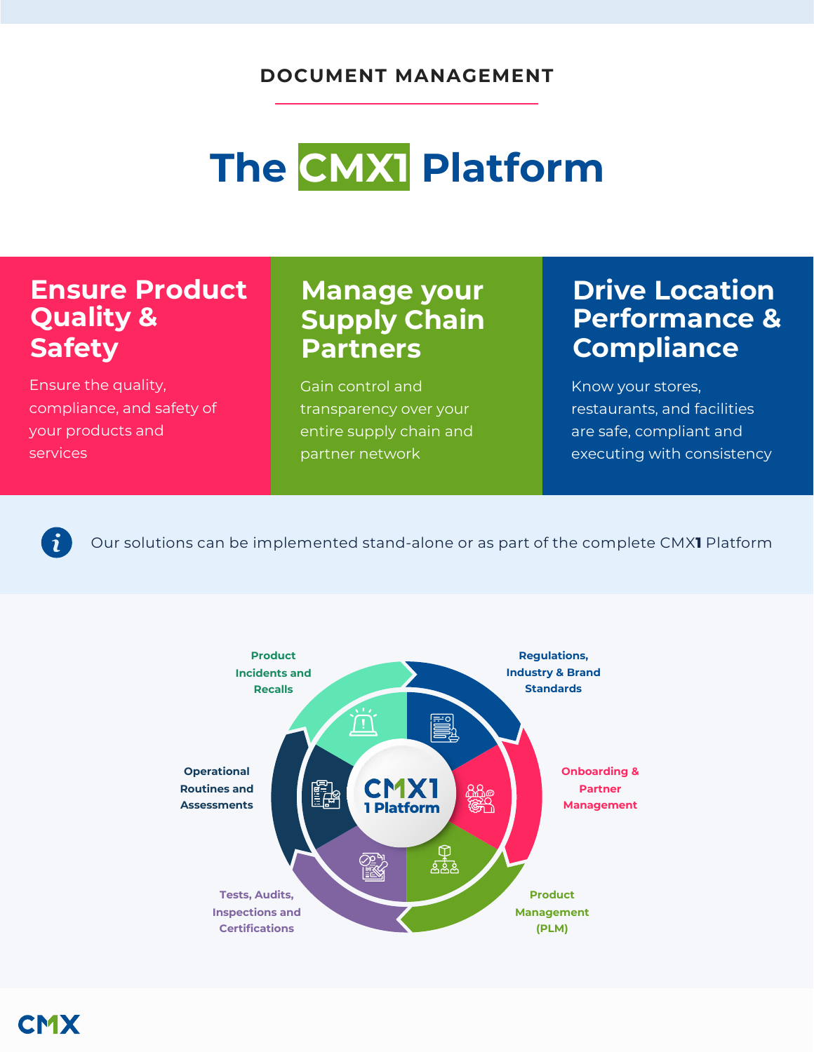DOCUMENT MANAGEMENT

# The CMX1 Platform

## Ensure Product Quality & Safety

Ensure the quality, compliance, and safety of your products and services

## Manage your Supply Chain Partners

Gain control and transparency over your entire supply chain and partner network

## Drive Location Performance & Compliance

Know your stores, restaurants, and facilities are safe, compliant and executing with consistency

Our solutions can be implemented stand-alone or as part of the complete CMX**1** Platform

CMX1
1 Platform

- Product Incidents and Recalls
- Regulations, Industry & Brand Standards
- Onboarding & Partner Management
- Product Management (PLM)
- Tests, Audits, Inspections and Certifications
- Operational Routines and Assessments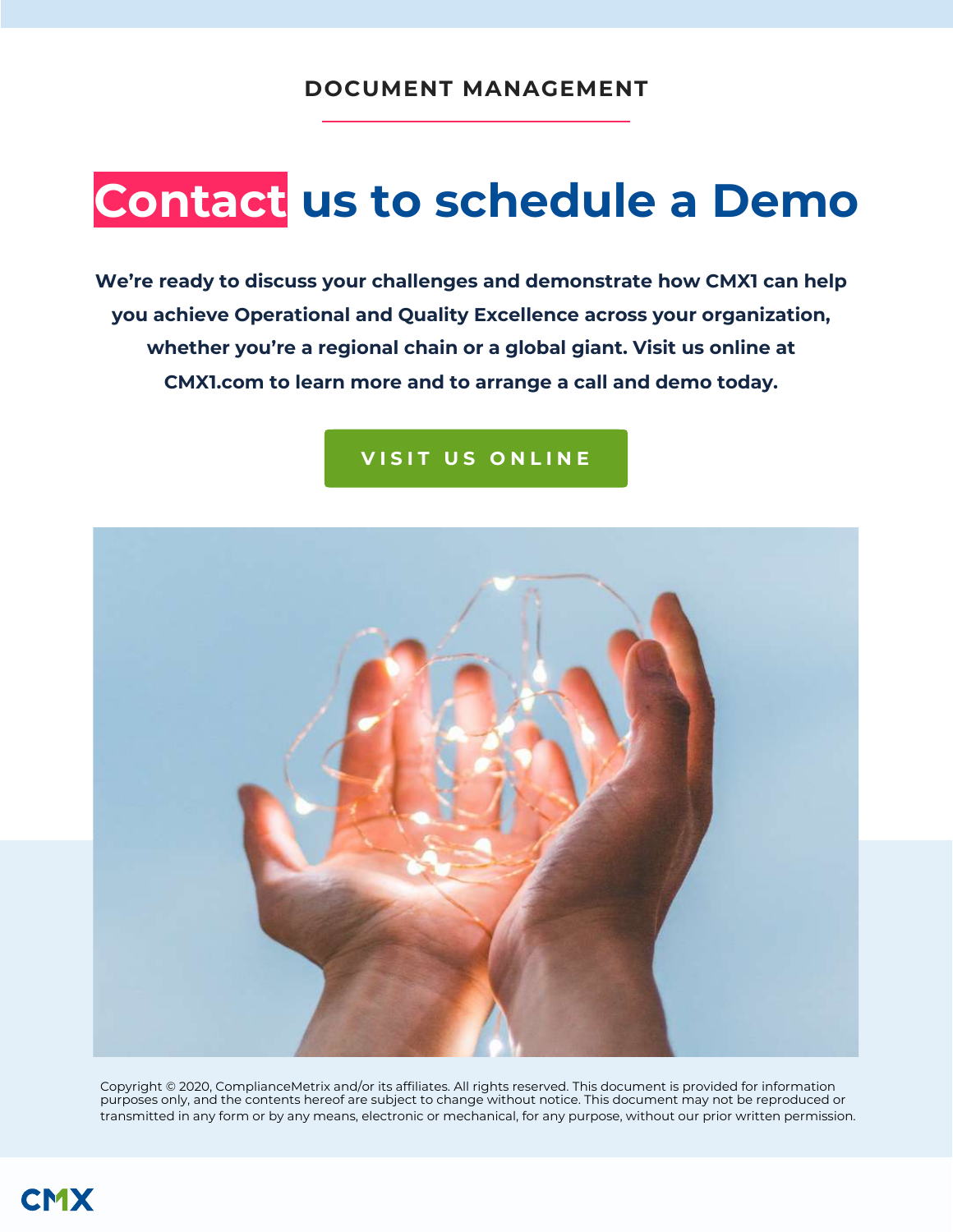DOCUMENT MANAGEMENT

# Contact us to schedule a Demo

**We're ready to discuss your challenges and demonstrate how CMX1 can help you achieve Operational and Quality Excellence across your organization, whether you're a regional chain or a global giant. Visit us online at CMX1.com to learn more and to arrange a call and demo today.**

VISIT US ONLINE

Copyright © 2020, ComplianceMetrix and/or its affiliates. All rights reserved. This document is provided for information purposes only, and the contents hereof are subject to change without notice. This document may not be reproduced or transmitted in any form or by any means, electronic or mechanical, for any purpose, without our prior written permission.